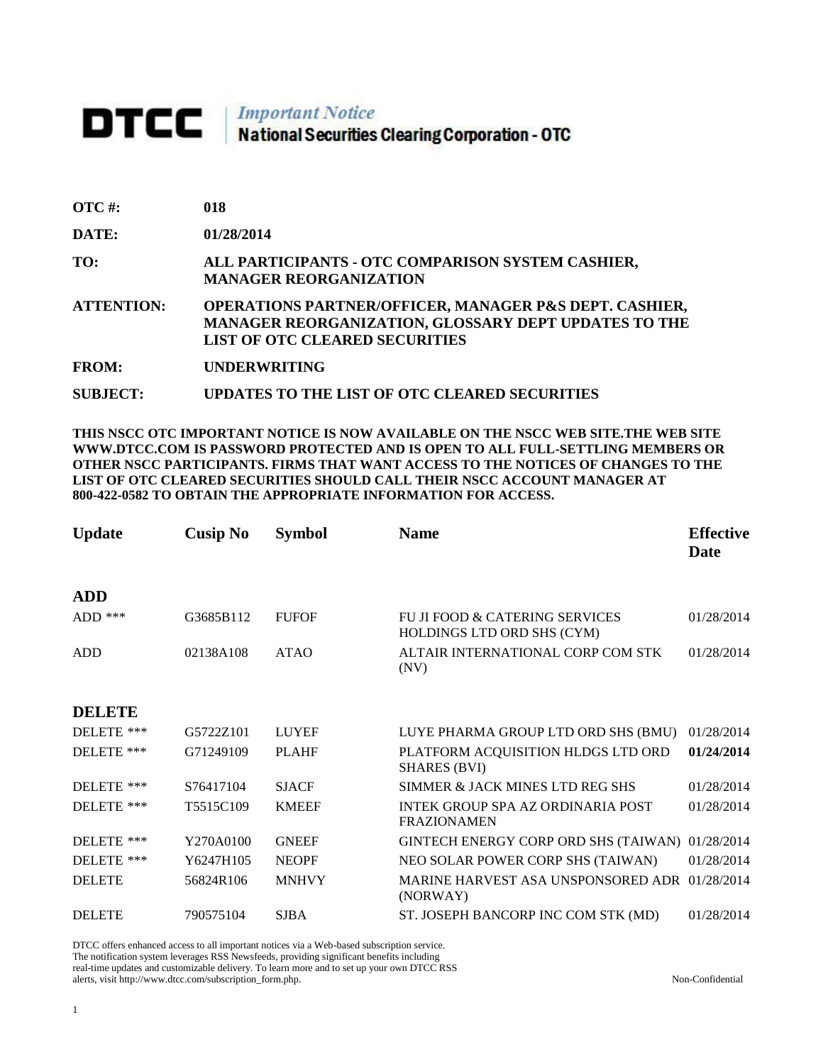# DTCC | *Important Notice* National Securities Clearing Corporation - OTC

**OTC #:** **018**

**DATE:** **01/28/2014**

**TO:** **ALL PARTICIPANTS - OTC COMPARISON SYSTEM CASHIER, MANAGER REORGANIZATION**

**ATTENTION:** **OPERATIONS PARTNER/OFFICER, MANAGER P&S DEPT. CASHIER, MANAGER REORGANIZATION, GLOSSARY DEPT UPDATES TO THE LIST OF OTC CLEARED SECURITIES**

**FROM:** **UNDERWRITING**

**SUBJECT:** **UPDATES TO THE LIST OF OTC CLEARED SECURITIES**

**THIS NSCC OTC IMPORTANT NOTICE IS NOW AVAILABLE ON THE NSCC WEB SITE.THE WEB SITE WWW.DTCC.COM IS PASSWORD PROTECTED AND IS OPEN TO ALL FULL-SETTLING MEMBERS OR OTHER NSCC PARTICIPANTS. FIRMS THAT WANT ACCESS TO THE NOTICES OF CHANGES TO THE LIST OF OTC CLEARED SECURITIES SHOULD CALL THEIR NSCC ACCOUNT MANAGER AT 800-422-0582 TO OBTAIN THE APPROPRIATE INFORMATION FOR ACCESS.**

| Update | Cusip No | Symbol | Name | Effective Date |
|---|---|---|---|---|
| **ADD** | | | | |
| ADD *** | G3685B112 | FUFOF | FU JI FOOD & CATERING SERVICES HOLDINGS LTD ORD SHS (CYM) | 01/28/2014 |
| ADD | 02138A108 | ATAO | ALTAIR INTERNATIONAL CORP COM STK (NV) | 01/28/2014 |
| **DELETE** | | | | |
| DELETE *** | G5722Z101 | LUYEF | LUYE PHARMA GROUP LTD ORD SHS (BMU) | 01/28/2014 |
| DELETE *** | G71249109 | PLAHF | PLATFORM ACQUISITION HLDGS LTD ORD SHARES (BVI) | **01/24/2014** |
| DELETE *** | S76417104 | SJACF | SIMMER & JACK MINES LTD REG SHS | 01/28/2014 |
| DELETE *** | T5515C109 | KMEEF | INTEK GROUP SPA AZ ORDINARIA POST FRAZIONAMEN | 01/28/2014 |
| DELETE *** | Y270A0100 | GNEEF | GINTECH ENERGY CORP ORD SHS (TAIWAN) | 01/28/2014 |
| DELETE *** | Y6247H105 | NEOPF | NEO SOLAR POWER CORP SHS (TAIWAN) | 01/28/2014 |
| DELETE | 56824R106 | MNHVY | MARINE HARVEST ASA UNSPONSORED ADR (NORWAY) | 01/28/2014 |
| DELETE | 790575104 | SJBA | ST. JOSEPH BANCORP INC COM STK (MD) | 01/28/2014 |

DTCC offers enhanced access to all important notices via a Web-based subscription service. The notification system leverages RSS Newsfeeds, providing significant benefits including real-time updates and customizable delivery. To learn more and to set up your own DTCC RSS alerts, visit http://www.dtcc.com/subscription_form.php.

Non-Confidential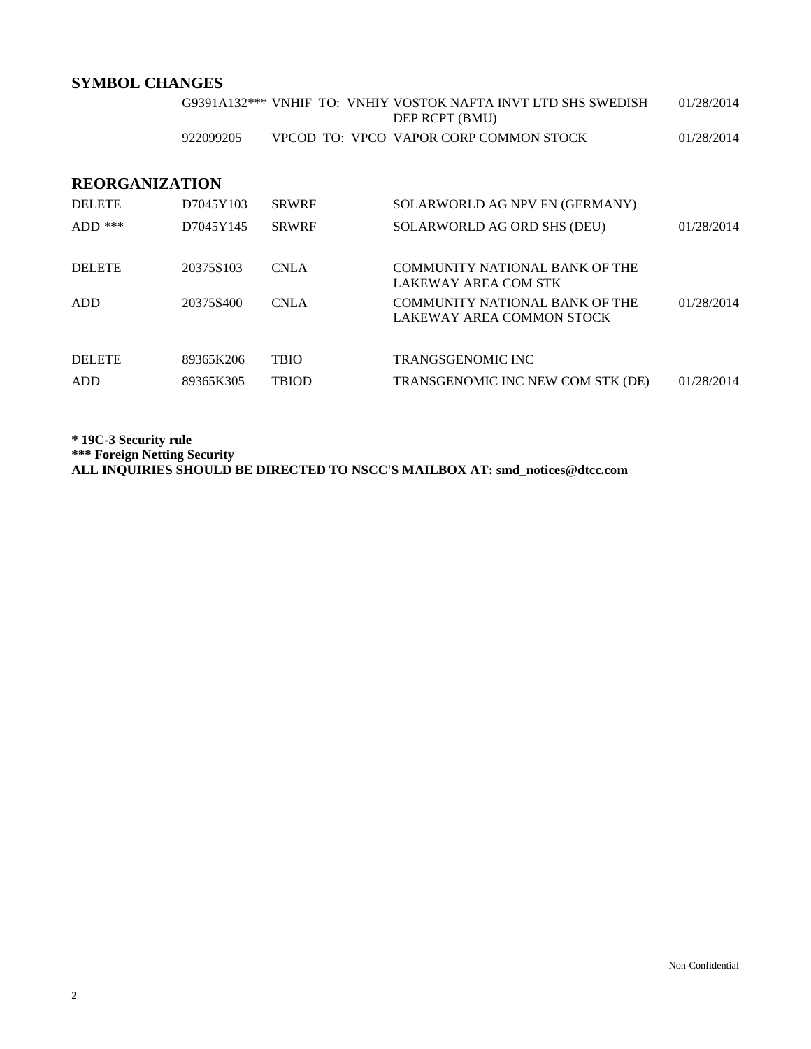## SYMBOL CHANGES

| | | | | |
|---|---|---|---|---|
| G9391A132*** | VNHIF TO: VNHIY | VOSTOK NAFTA INVT LTD SHS SWEDISH DEP RCPT (BMU) | 01/28/2014 |
| 922099205 | VPCOD TO: VPCO | VAPOR CORP COMMON STOCK | 01/28/2014 |

## REORGANIZATION

| | | | | |
|---|---|---|---|---|
| DELETE | D7045Y103 | SRWRF | SOLARWORLD AG NPV FN (GERMANY) | |
| ADD *** | D7045Y145 | SRWRF | SOLARWORLD AG ORD SHS (DEU) | 01/28/2014 |
| DELETE | 20375S103 | CNLA | COMMUNITY NATIONAL BANK OF THE LAKEWAY AREA COM STK | |
| ADD | 20375S400 | CNLA | COMMUNITY NATIONAL BANK OF THE LAKEWAY AREA COMMON STOCK | 01/28/2014 |
| DELETE | 89365K206 | TBIO | TRANGSGENOMIC INC | |
| ADD | 89365K305 | TBIOD | TRANSGENOMIC INC NEW COM STK (DE) | 01/28/2014 |

**\* 19C-3 Security rule**
**\*\*\* Foreign Netting Security**
**ALL INQUIRIES SHOULD BE DIRECTED TO NSCC'S MAILBOX AT: smd_notices@dtcc.com**

Non-Confidential